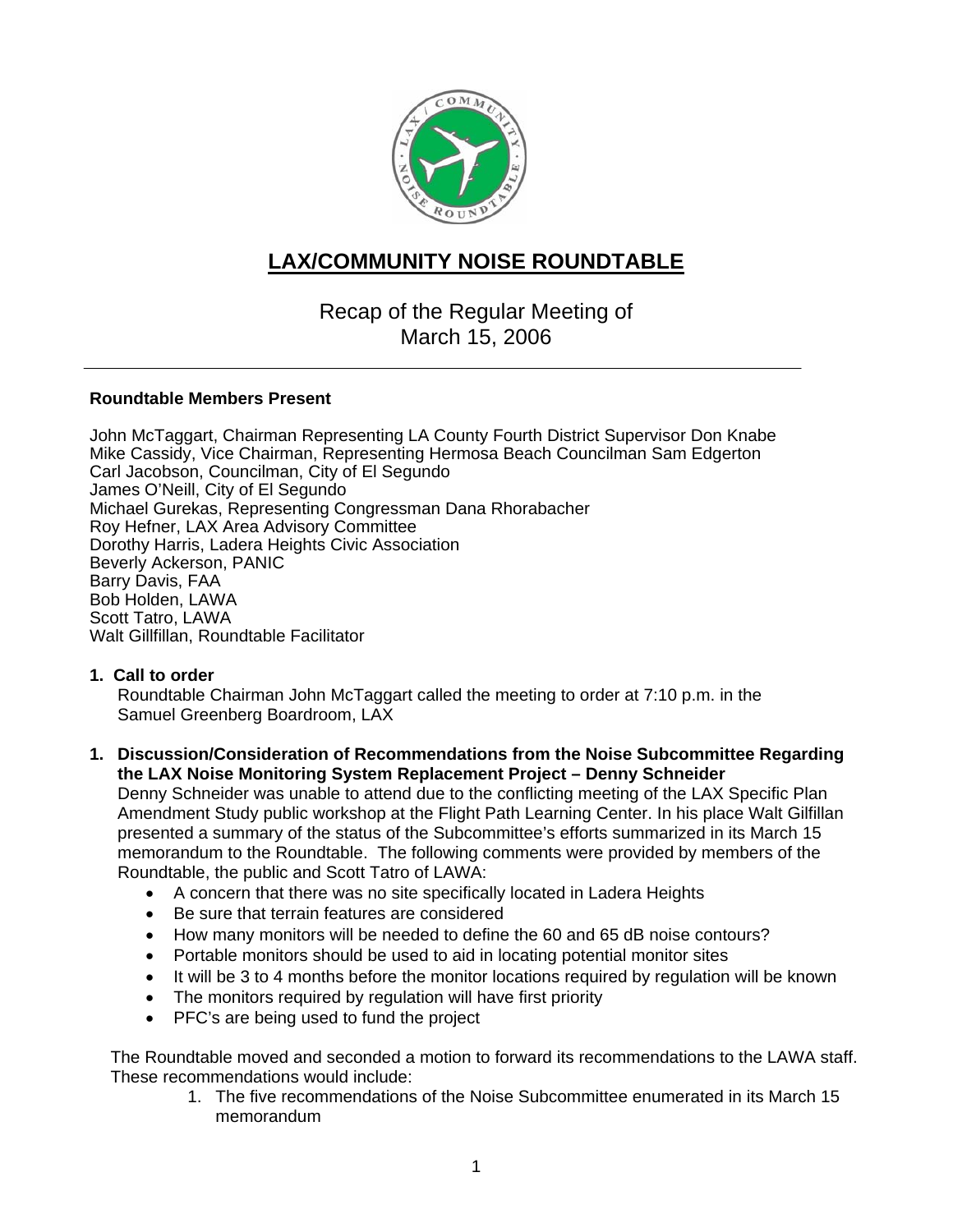# LAX/COMMUNITY NOISE ROUNDTABLE

## Recap of the Regular Meeting of March 15, 2006

---

**Roundtable Members Present**

John McTaggart, Chairman Representing LA County Fourth District Supervisor Don Knabe
Mike Cassidy, Vice Chairman, Representing Hermosa Beach Councilman Sam Edgerton
Carl Jacobson, Councilman, City of El Segundo
James O'Neill, City of El Segundo
Michael Gurekas, Representing Congressman Dana Rhorabacher
Roy Hefner, LAX Area Advisory Committee
Dorothy Harris, Ladera Heights Civic Association
Beverly Ackerson, PANIC
Barry Davis, FAA
Bob Holden, LAWA
Scott Tatro, LAWA
Walt Gillfillan, Roundtable Facilitator

**1. Call to order**

Roundtable Chairman John McTaggart called the meeting to order at 7:10 p.m. in the Samuel Greenberg Boardroom, LAX

**1. Discussion/Consideration of Recommendations from the Noise Subcommittee Regarding the LAX Noise Monitoring System Replacement Project – Denny Schneider**

Denny Schneider was unable to attend due to the conflicting meeting of the LAX Specific Plan Amendment Study public workshop at the Flight Path Learning Center. In his place Walt Gilfillan presented a summary of the status of the Subcommittee's efforts summarized in its March 15 memorandum to the Roundtable. The following comments were provided by members of the Roundtable, the public and Scott Tatro of LAWA:

- A concern that there was no site specifically located in Ladera Heights
- Be sure that terrain features are considered
- How many monitors will be needed to define the 60 and 65 dB noise contours?
- Portable monitors should be used to aid in locating potential monitor sites
- It will be 3 to 4 months before the monitor locations required by regulation will be known
- The monitors required by regulation will have first priority
- PFC's are being used to fund the project

The Roundtable moved and seconded a motion to forward its recommendations to the LAWA staff. These recommendations would include:

1. The five recommendations of the Noise Subcommittee enumerated in its March 15 memorandum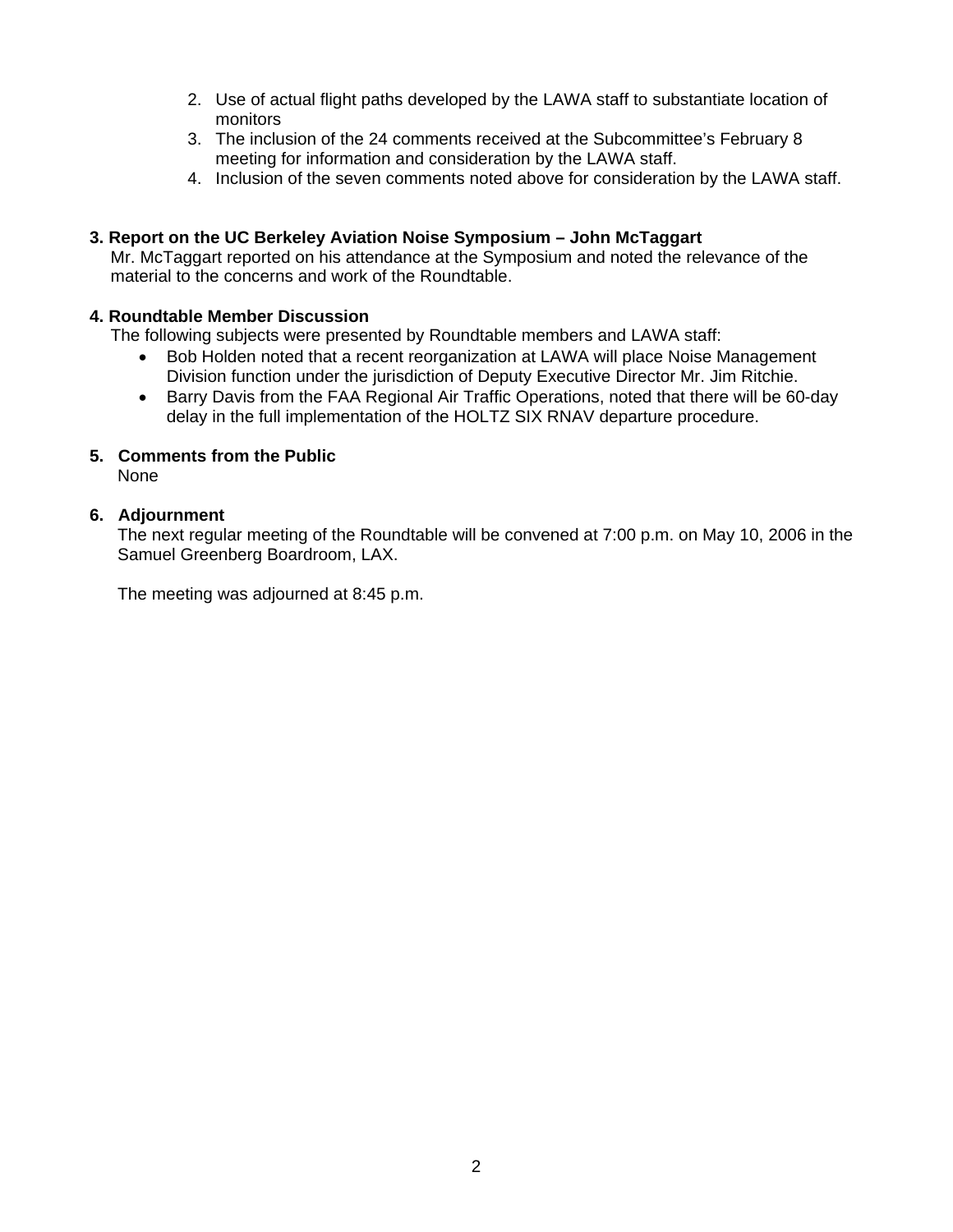2. Use of actual flight paths developed by the LAWA staff to substantiate location of monitors
3. The inclusion of the 24 comments received at the Subcommittee's February 8 meeting for information and consideration by the LAWA staff.
4. Inclusion of the seven comments noted above for consideration by the LAWA staff.

**3. Report on the UC Berkeley Aviation Noise Symposium – John McTaggart**

Mr. McTaggart reported on his attendance at the Symposium and noted the relevance of the material to the concerns and work of the Roundtable.

**4. Roundtable Member Discussion**

The following subjects were presented by Roundtable members and LAWA staff:

- Bob Holden noted that a recent reorganization at LAWA will place Noise Management Division function under the jurisdiction of Deputy Executive Director Mr. Jim Ritchie.
- Barry Davis from the FAA Regional Air Traffic Operations, noted that there will be 60-day delay in the full implementation of the HOLTZ SIX RNAV departure procedure.

**5. Comments from the Public**

None

**6. Adjournment**

The next regular meeting of the Roundtable will be convened at 7:00 p.m. on May 10, 2006 in the Samuel Greenberg Boardroom, LAX.

The meeting was adjourned at 8:45 p.m.